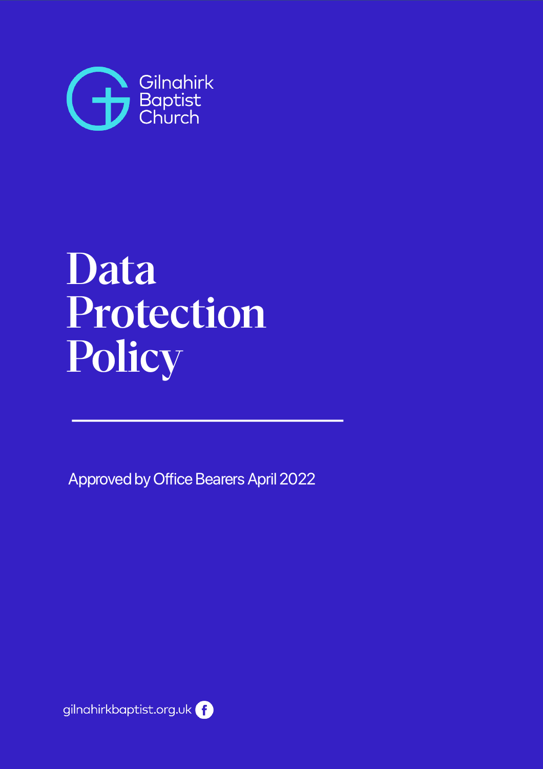Gilnahirk Baptist Church

# Data Protection Policy

Approved by Office Bearers April 2022

gilnahirkbaptist.org.uk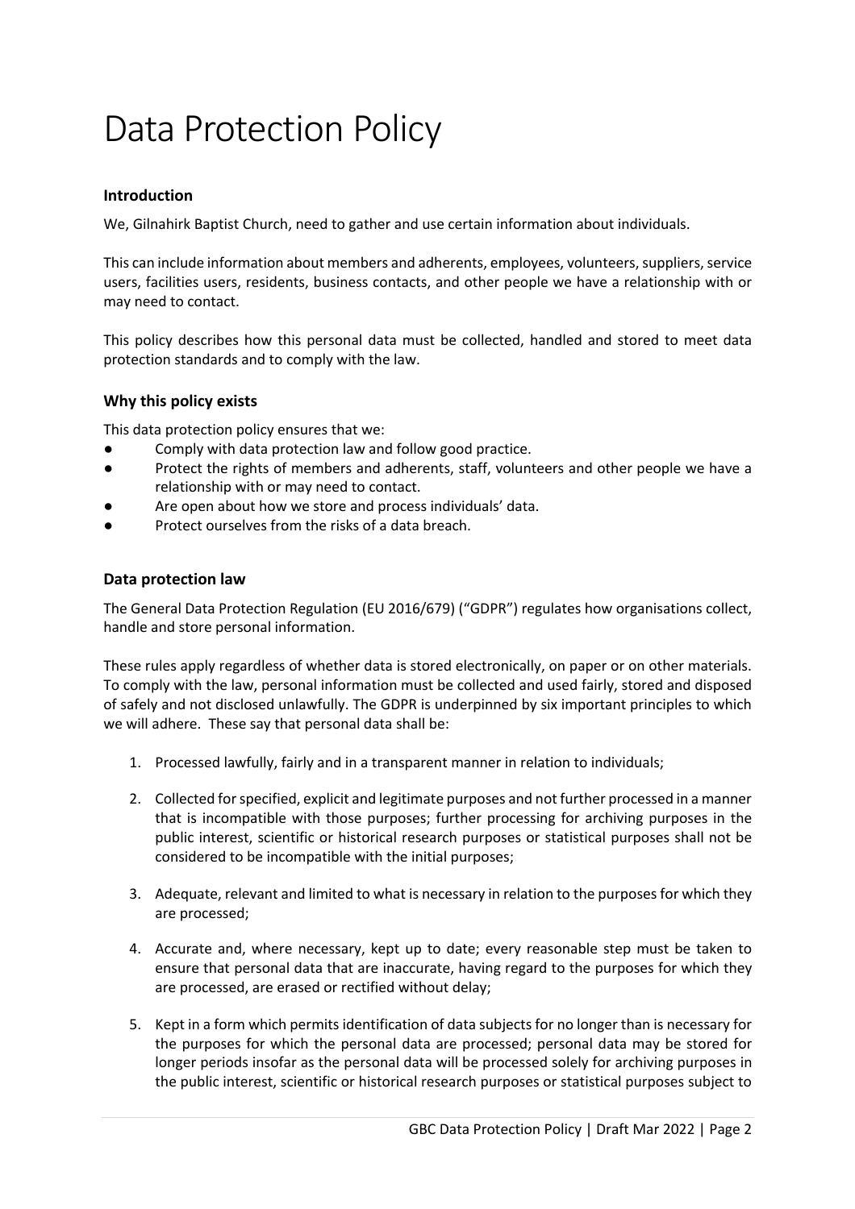# Data Protection Policy

### Introduction

We, Gilnahirk Baptist Church, need to gather and use certain information about individuals.

This can include information about members and adherents, employees, volunteers, suppliers, service users, facilities users, residents, business contacts, and other people we have a relationship with or may need to contact.

This policy describes how this personal data must be collected, handled and stored to meet data protection standards and to comply with the law.

### Why this policy exists

This data protection policy ensures that we:

- Comply with data protection law and follow good practice.
- Protect the rights of members and adherents, staff, volunteers and other people we have a relationship with or may need to contact.
- Are open about how we store and process individuals' data.
- Protect ourselves from the risks of a data breach.

### Data protection law

The General Data Protection Regulation (EU 2016/679) ("GDPR") regulates how organisations collect, handle and store personal information.

These rules apply regardless of whether data is stored electronically, on paper or on other materials. To comply with the law, personal information must be collected and used fairly, stored and disposed of safely and not disclosed unlawfully. The GDPR is underpinned by six important principles to which we will adhere. These say that personal data shall be:

1. Processed lawfully, fairly and in a transparent manner in relation to individuals;

2. Collected for specified, explicit and legitimate purposes and not further processed in a manner that is incompatible with those purposes; further processing for archiving purposes in the public interest, scientific or historical research purposes or statistical purposes shall not be considered to be incompatible with the initial purposes;

3. Adequate, relevant and limited to what is necessary in relation to the purposes for which they are processed;

4. Accurate and, where necessary, kept up to date; every reasonable step must be taken to ensure that personal data that are inaccurate, having regard to the purposes for which they are processed, are erased or rectified without delay;

5. Kept in a form which permits identification of data subjects for no longer than is necessary for the purposes for which the personal data are processed; personal data may be stored for longer periods insofar as the personal data will be processed solely for archiving purposes in the public interest, scientific or historical research purposes or statistical purposes subject to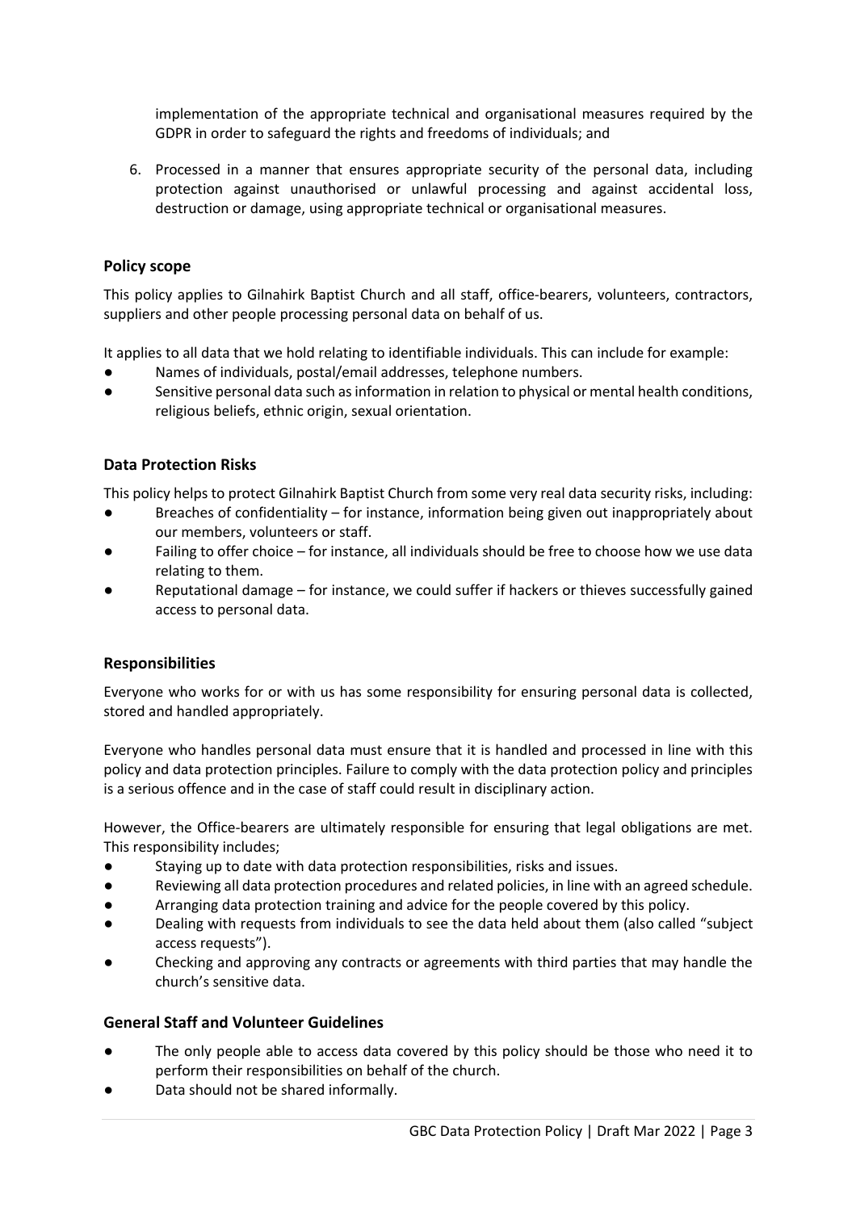implementation of the appropriate technical and organisational measures required by the GDPR in order to safeguard the rights and freedoms of individuals; and

6. Processed in a manner that ensures appropriate security of the personal data, including protection against unauthorised or unlawful processing and against accidental loss, destruction or damage, using appropriate technical or organisational measures.

## Policy scope

This policy applies to Gilnahirk Baptist Church and all staff, office-bearers, volunteers, contractors, suppliers and other people processing personal data on behalf of us.

It applies to all data that we hold relating to identifiable individuals. This can include for example:

- Names of individuals, postal/email addresses, telephone numbers.
- Sensitive personal data such as information in relation to physical or mental health conditions, religious beliefs, ethnic origin, sexual orientation.

## Data Protection Risks

This policy helps to protect Gilnahirk Baptist Church from some very real data security risks, including:

- Breaches of confidentiality – for instance, information being given out inappropriately about our members, volunteers or staff.
- Failing to offer choice – for instance, all individuals should be free to choose how we use data relating to them.
- Reputational damage – for instance, we could suffer if hackers or thieves successfully gained access to personal data.

## Responsibilities

Everyone who works for or with us has some responsibility for ensuring personal data is collected, stored and handled appropriately.

Everyone who handles personal data must ensure that it is handled and processed in line with this policy and data protection principles. Failure to comply with the data protection policy and principles is a serious offence and in the case of staff could result in disciplinary action.

However, the Office-bearers are ultimately responsible for ensuring that legal obligations are met. This responsibility includes;

- Staying up to date with data protection responsibilities, risks and issues.
- Reviewing all data protection procedures and related policies, in line with an agreed schedule.
- Arranging data protection training and advice for the people covered by this policy.
- Dealing with requests from individuals to see the data held about them (also called "subject access requests").
- Checking and approving any contracts or agreements with third parties that may handle the church's sensitive data.

## General Staff and Volunteer Guidelines

- The only people able to access data covered by this policy should be those who need it to perform their responsibilities on behalf of the church.
- Data should not be shared informally.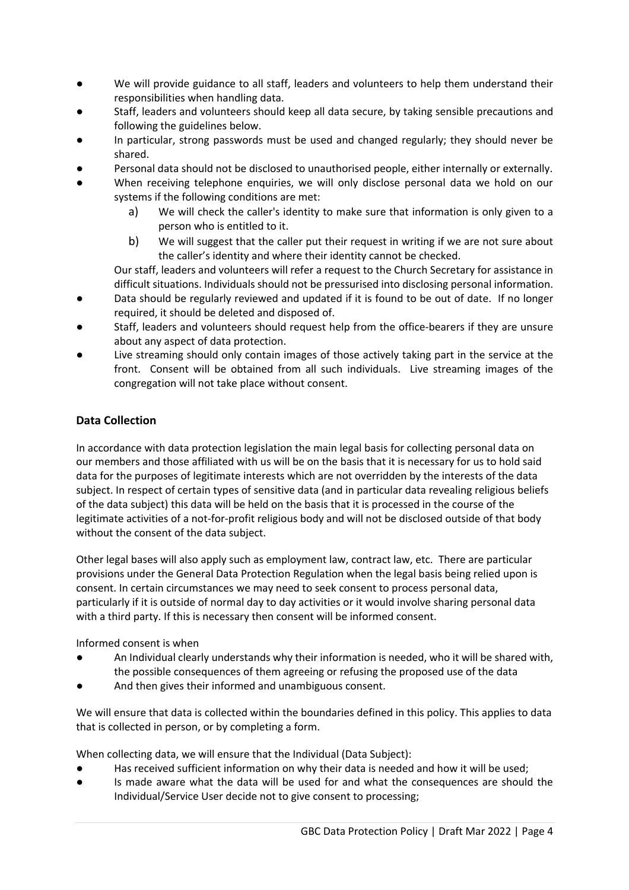- We will provide guidance to all staff, leaders and volunteers to help them understand their responsibilities when handling data.
- Staff, leaders and volunteers should keep all data secure, by taking sensible precautions and following the guidelines below.
- In particular, strong passwords must be used and changed regularly; they should never be shared.
- Personal data should not be disclosed to unauthorised people, either internally or externally.
- When receiving telephone enquiries, we will only disclose personal data we hold on our systems if the following conditions are met:
    a) We will check the caller's identity to make sure that information is only given to a person who is entitled to it.
    b) We will suggest that the caller put their request in writing if we are not sure about the caller's identity and where their identity cannot be checked.

  Our staff, leaders and volunteers will refer a request to the Church Secretary for assistance in difficult situations. Individuals should not be pressurised into disclosing personal information.
- Data should be regularly reviewed and updated if it is found to be out of date. If no longer required, it should be deleted and disposed of.
- Staff, leaders and volunteers should request help from the office-bearers if they are unsure about any aspect of data protection.
- Live streaming should only contain images of those actively taking part in the service at the front. Consent will be obtained from all such individuals. Live streaming images of the congregation will not take place without consent.

## Data Collection

In accordance with data protection legislation the main legal basis for collecting personal data on our members and those affiliated with us will be on the basis that it is necessary for us to hold said data for the purposes of legitimate interests which are not overridden by the interests of the data subject. In respect of certain types of sensitive data (and in particular data revealing religious beliefs of the data subject) this data will be held on the basis that it is processed in the course of the legitimate activities of a not-for-profit religious body and will not be disclosed outside of that body without the consent of the data subject.

Other legal bases will also apply such as employment law, contract law, etc. There are particular provisions under the General Data Protection Regulation when the legal basis being relied upon is consent. In certain circumstances we may need to seek consent to process personal data, particularly if it is outside of normal day to day activities or it would involve sharing personal data with a third party. If this is necessary then consent will be informed consent.

Informed consent is when

- An Individual clearly understands why their information is needed, who it will be shared with, the possible consequences of them agreeing or refusing the proposed use of the data
- And then gives their informed and unambiguous consent.

We will ensure that data is collected within the boundaries defined in this policy. This applies to data that is collected in person, or by completing a form.

When collecting data, we will ensure that the Individual (Data Subject):

- Has received sufficient information on why their data is needed and how it will be used;
- Is made aware what the data will be used for and what the consequences are should the Individual/Service User decide not to give consent to processing;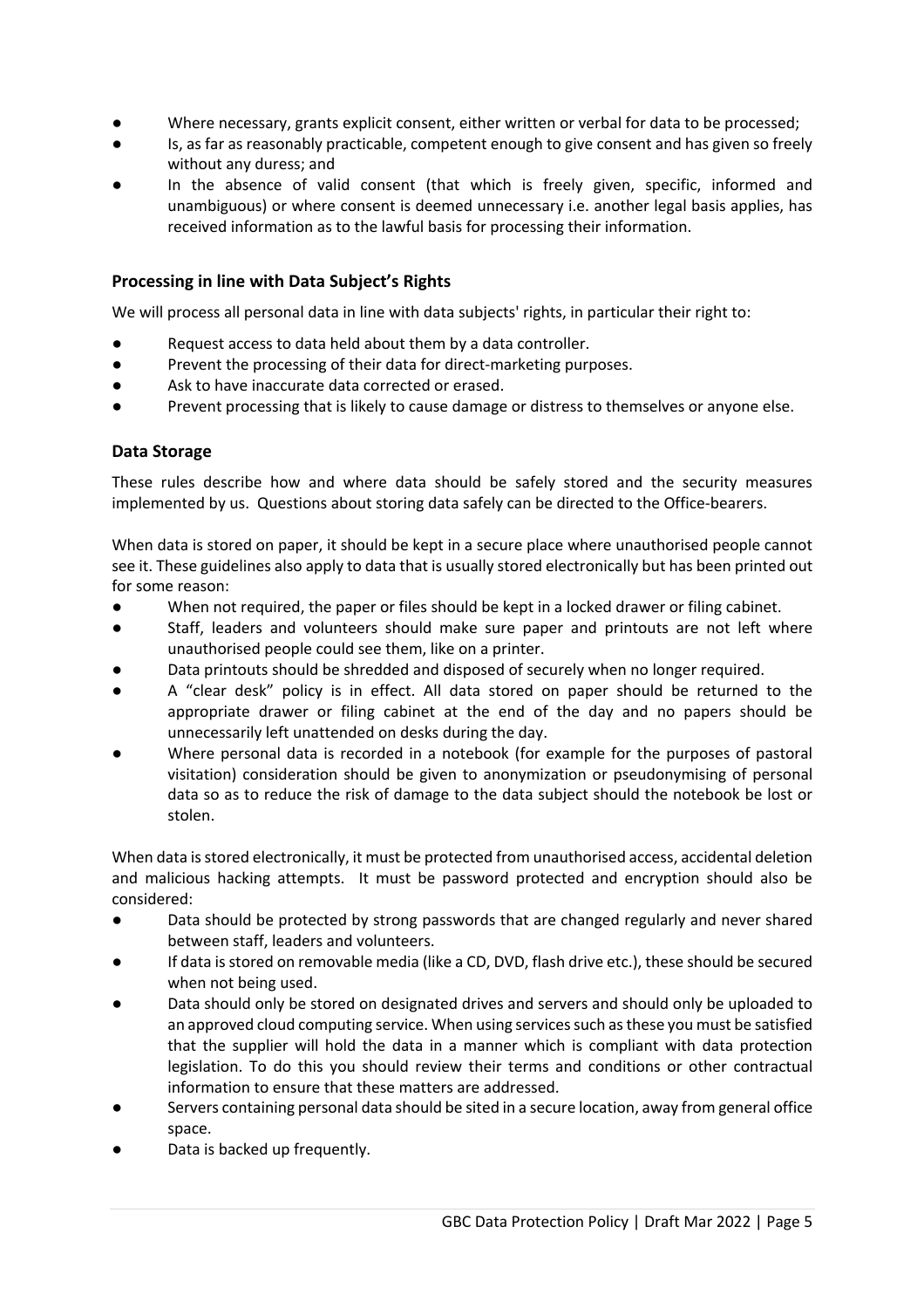- Where necessary, grants explicit consent, either written or verbal for data to be processed;
- Is, as far as reasonably practicable, competent enough to give consent and has given so freely without any duress; and
- In the absence of valid consent (that which is freely given, specific, informed and unambiguous) or where consent is deemed unnecessary i.e. another legal basis applies, has received information as to the lawful basis for processing their information.

### Processing in line with Data Subject's Rights

We will process all personal data in line with data subjects' rights, in particular their right to:

- Request access to data held about them by a data controller.
- Prevent the processing of their data for direct-marketing purposes.
- Ask to have inaccurate data corrected or erased.
- Prevent processing that is likely to cause damage or distress to themselves or anyone else.

### Data Storage

These rules describe how and where data should be safely stored and the security measures implemented by us. Questions about storing data safely can be directed to the Office-bearers.

When data is stored on paper, it should be kept in a secure place where unauthorised people cannot see it. These guidelines also apply to data that is usually stored electronically but has been printed out for some reason:

- When not required, the paper or files should be kept in a locked drawer or filing cabinet.
- Staff, leaders and volunteers should make sure paper and printouts are not left where unauthorised people could see them, like on a printer.
- Data printouts should be shredded and disposed of securely when no longer required.
- A "clear desk" policy is in effect. All data stored on paper should be returned to the appropriate drawer or filing cabinet at the end of the day and no papers should be unnecessarily left unattended on desks during the day.
- Where personal data is recorded in a notebook (for example for the purposes of pastoral visitation) consideration should be given to anonymization or pseudonymising of personal data so as to reduce the risk of damage to the data subject should the notebook be lost or stolen.

When data is stored electronically, it must be protected from unauthorised access, accidental deletion and malicious hacking attempts. It must be password protected and encryption should also be considered:

- Data should be protected by strong passwords that are changed regularly and never shared between staff, leaders and volunteers.
- If data is stored on removable media (like a CD, DVD, flash drive etc.), these should be secured when not being used.
- Data should only be stored on designated drives and servers and should only be uploaded to an approved cloud computing service. When using services such as these you must be satisfied that the supplier will hold the data in a manner which is compliant with data protection legislation. To do this you should review their terms and conditions or other contractual information to ensure that these matters are addressed.
- Servers containing personal data should be sited in a secure location, away from general office space.
- Data is backed up frequently.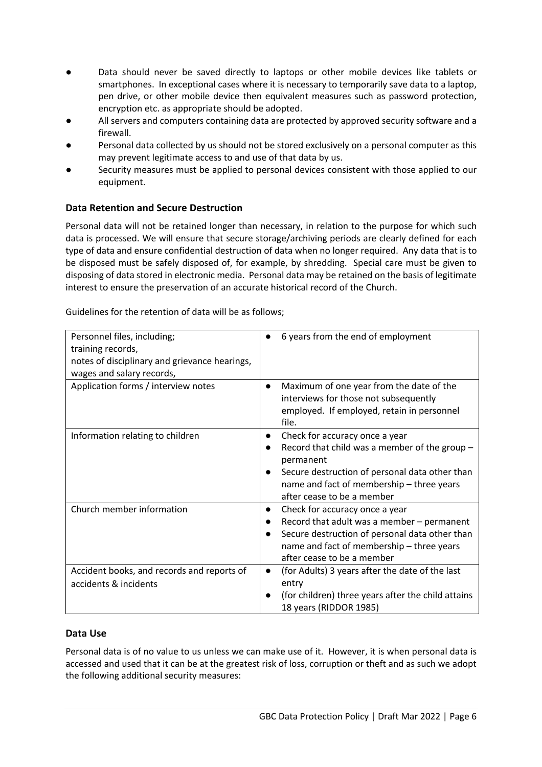- Data should never be saved directly to laptops or other mobile devices like tablets or smartphones. In exceptional cases where it is necessary to temporarily save data to a laptop, pen drive, or other mobile device then equivalent measures such as password protection, encryption etc. as appropriate should be adopted.
- All servers and computers containing data are protected by approved security software and a firewall.
- Personal data collected by us should not be stored exclusively on a personal computer as this may prevent legitimate access to and use of that data by us.
- Security measures must be applied to personal devices consistent with those applied to our equipment.

### Data Retention and Secure Destruction

Personal data will not be retained longer than necessary, in relation to the purpose for which such data is processed. We will ensure that secure storage/archiving periods are clearly defined for each type of data and ensure confidential destruction of data when no longer required. Any data that is to be disposed must be safely disposed of, for example, by shredding. Special care must be given to disposing of data stored in electronic media. Personal data may be retained on the basis of legitimate interest to ensure the preservation of an accurate historical record of the Church.

Guidelines for the retention of data will be as follows;

| | |
|---|---|
| Personnel files, including;<br>training records,<br>notes of disciplinary and grievance hearings,<br>wages and salary records, | ● 6 years from the end of employment |
| Application forms / interview notes | ● Maximum of one year from the date of the interviews for those not subsequently employed. If employed, retain in personnel file. |
| Information relating to children | ● Check for accuracy once a year<br>● Record that child was a member of the group – permanent<br>● Secure destruction of personal data other than name and fact of membership – three years after cease to be a member |
| Church member information | ● Check for accuracy once a year<br>● Record that adult was a member – permanent<br>● Secure destruction of personal data other than name and fact of membership – three years after cease to be a member |
| Accident books, and records and reports of accidents & incidents | ● (for Adults) 3 years after the date of the last entry<br>● (for children) three years after the child attains 18 years (RIDDOR 1985) |

### Data Use

Personal data is of no value to us unless we can make use of it. However, it is when personal data is accessed and used that it can be at the greatest risk of loss, corruption or theft and as such we adopt the following additional security measures: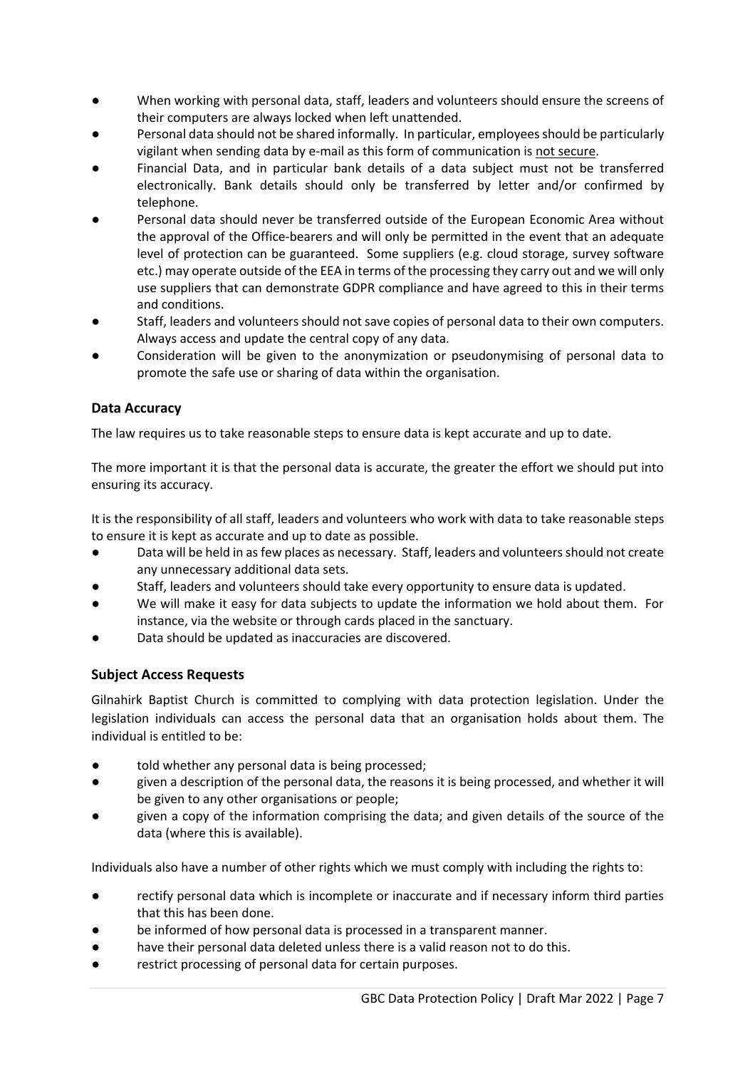- When working with personal data, staff, leaders and volunteers should ensure the screens of their computers are always locked when left unattended.
- Personal data should not be shared informally. In particular, employees should be particularly vigilant when sending data by e-mail as this form of communication is <u>not secure</u>.
- Financial Data, and in particular bank details of a data subject must not be transferred electronically. Bank details should only be transferred by letter and/or confirmed by telephone.
- Personal data should never be transferred outside of the European Economic Area without the approval of the Office-bearers and will only be permitted in the event that an adequate level of protection can be guaranteed. Some suppliers (e.g. cloud storage, survey software etc.) may operate outside of the EEA in terms of the processing they carry out and we will only use suppliers that can demonstrate GDPR compliance and have agreed to this in their terms and conditions.
- Staff, leaders and volunteers should not save copies of personal data to their own computers. Always access and update the central copy of any data.
- Consideration will be given to the anonymization or pseudonymising of personal data to promote the safe use or sharing of data within the organisation.

### Data Accuracy

The law requires us to take reasonable steps to ensure data is kept accurate and up to date.

The more important it is that the personal data is accurate, the greater the effort we should put into ensuring its accuracy.

It is the responsibility of all staff, leaders and volunteers who work with data to take reasonable steps to ensure it is kept as accurate and up to date as possible.

- Data will be held in as few places as necessary. Staff, leaders and volunteers should not create any unnecessary additional data sets.
- Staff, leaders and volunteers should take every opportunity to ensure data is updated.
- We will make it easy for data subjects to update the information we hold about them. For instance, via the website or through cards placed in the sanctuary.
- Data should be updated as inaccuracies are discovered.

### Subject Access Requests

Gilnahirk Baptist Church is committed to complying with data protection legislation. Under the legislation individuals can access the personal data that an organisation holds about them. The individual is entitled to be:

- told whether any personal data is being processed;
- given a description of the personal data, the reasons it is being processed, and whether it will be given to any other organisations or people;
- given a copy of the information comprising the data; and given details of the source of the data (where this is available).

Individuals also have a number of other rights which we must comply with including the rights to:

- rectify personal data which is incomplete or inaccurate and if necessary inform third parties that this has been done.
- be informed of how personal data is processed in a transparent manner.
- have their personal data deleted unless there is a valid reason not to do this.
- restrict processing of personal data for certain purposes.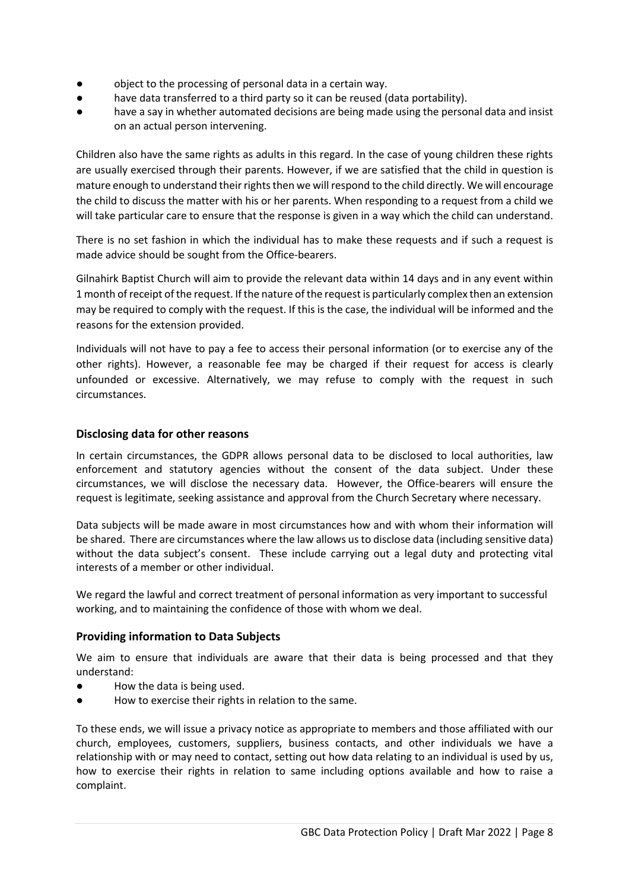- object to the processing of personal data in a certain way.
- have data transferred to a third party so it can be reused (data portability).
- have a say in whether automated decisions are being made using the personal data and insist on an actual person intervening.

Children also have the same rights as adults in this regard. In the case of young children these rights are usually exercised through their parents. However, if we are satisfied that the child in question is mature enough to understand their rights then we will respond to the child directly. We will encourage the child to discuss the matter with his or her parents. When responding to a request from a child we will take particular care to ensure that the response is given in a way which the child can understand.

There is no set fashion in which the individual has to make these requests and if such a request is made advice should be sought from the Office-bearers.

Gilnahirk Baptist Church will aim to provide the relevant data within 14 days and in any event within 1 month of receipt of the request. If the nature of the request is particularly complex then an extension may be required to comply with the request. If this is the case, the individual will be informed and the reasons for the extension provided.

Individuals will not have to pay a fee to access their personal information (or to exercise any of the other rights). However, a reasonable fee may be charged if their request for access is clearly unfounded or excessive. Alternatively, we may refuse to comply with the request in such circumstances.

### Disclosing data for other reasons

In certain circumstances, the GDPR allows personal data to be disclosed to local authorities, law enforcement and statutory agencies without the consent of the data subject. Under these circumstances, we will disclose the necessary data. However, the Office-bearers will ensure the request is legitimate, seeking assistance and approval from the Church Secretary where necessary.

Data subjects will be made aware in most circumstances how and with whom their information will be shared. There are circumstances where the law allows us to disclose data (including sensitive data) without the data subject's consent. These include carrying out a legal duty and protecting vital interests of a member or other individual.

We regard the lawful and correct treatment of personal information as very important to successful working, and to maintaining the confidence of those with whom we deal.

### Providing information to Data Subjects

We aim to ensure that individuals are aware that their data is being processed and that they understand:

- How the data is being used.
- How to exercise their rights in relation to the same.

To these ends, we will issue a privacy notice as appropriate to members and those affiliated with our church, employees, customers, suppliers, business contacts, and other individuals we have a relationship with or may need to contact, setting out how data relating to an individual is used by us, how to exercise their rights in relation to same including options available and how to raise a complaint.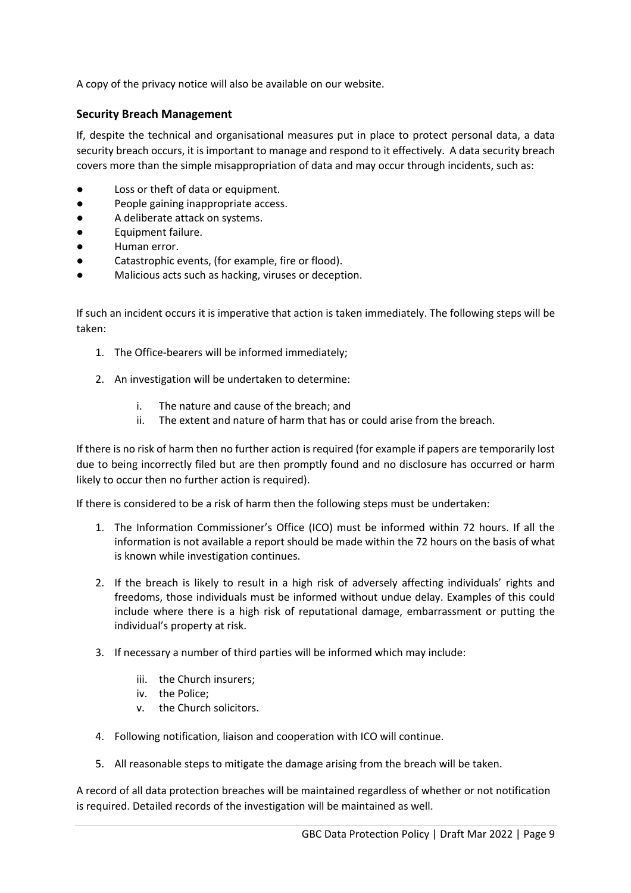A copy of the privacy notice will also be available on our website.

### Security Breach Management

If, despite the technical and organisational measures put in place to protect personal data, a data security breach occurs, it is important to manage and respond to it effectively. A data security breach covers more than the simple misappropriation of data and may occur through incidents, such as:

- Loss or theft of data or equipment.
- People gaining inappropriate access.
- A deliberate attack on systems.
- Equipment failure.
- Human error.
- Catastrophic events, (for example, fire or flood).
- Malicious acts such as hacking, viruses or deception.

If such an incident occurs it is imperative that action is taken immediately. The following steps will be taken:

1. The Office-bearers will be informed immediately;
2. An investigation will be undertaken to determine:
    i. The nature and cause of the breach; and
    ii. The extent and nature of harm that has or could arise from the breach.

If there is no risk of harm then no further action is required (for example if papers are temporarily lost due to being incorrectly filed but are then promptly found and no disclosure has occurred or harm likely to occur then no further action is required).

If there is considered to be a risk of harm then the following steps must be undertaken:

1. The Information Commissioner's Office (ICO) must be informed within 72 hours. If all the information is not available a report should be made within the 72 hours on the basis of what is known while investigation continues.
2. If the breach is likely to result in a high risk of adversely affecting individuals' rights and freedoms, those individuals must be informed without undue delay. Examples of this could include where there is a high risk of reputational damage, embarrassment or putting the individual's property at risk.
3. If necessary a number of third parties will be informed which may include:
    iii. the Church insurers;
    iv. the Police;
    v. the Church solicitors.
4. Following notification, liaison and cooperation with ICO will continue.
5. All reasonable steps to mitigate the damage arising from the breach will be taken.

A record of all data protection breaches will be maintained regardless of whether or not notification is required. Detailed records of the investigation will be maintained as well.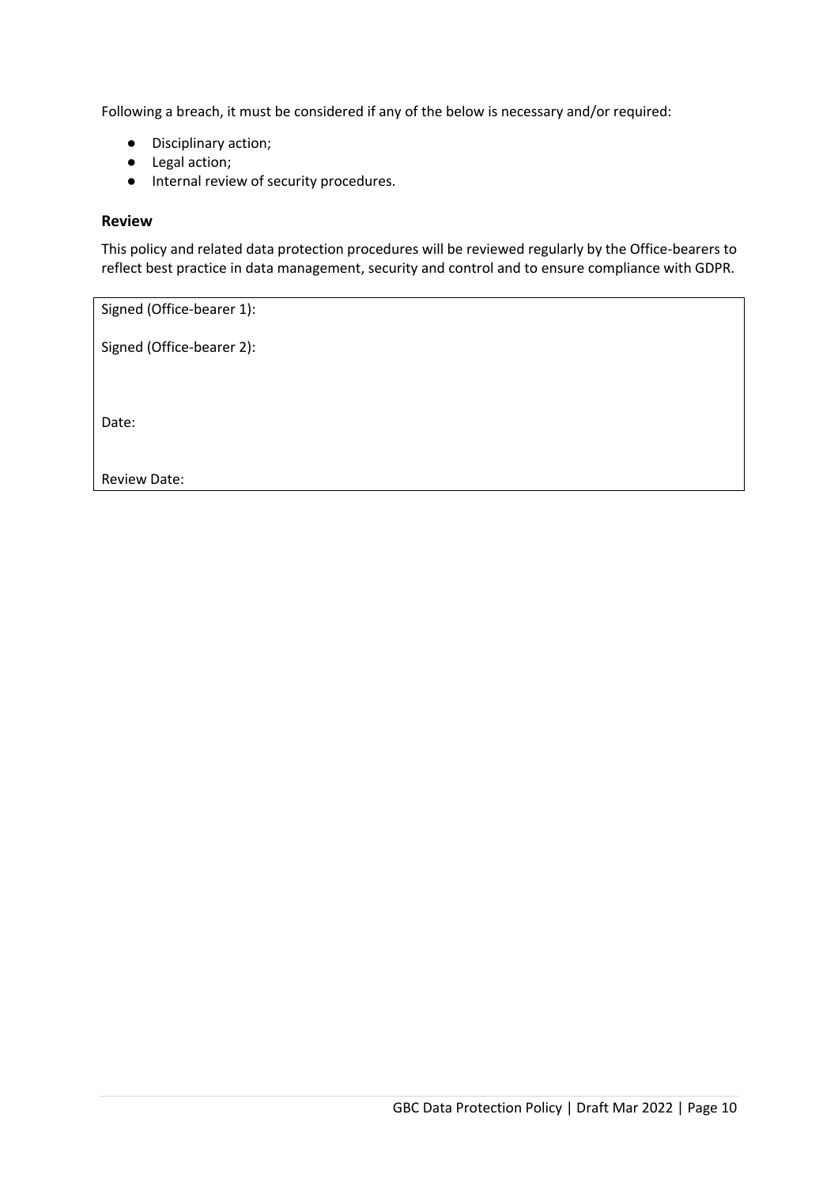Following a breach, it must be considered if any of the below is necessary and/or required:

- Disciplinary action;
- Legal action;
- Internal review of security procedures.

### Review

This policy and related data protection procedures will be reviewed regularly by the Office-bearers to reflect best practice in data management, security and control and to ensure compliance with GDPR.

| Signed (Office-bearer 1): |
|---|
| Signed (Office-bearer 2): |
| Date: |
| Review Date: |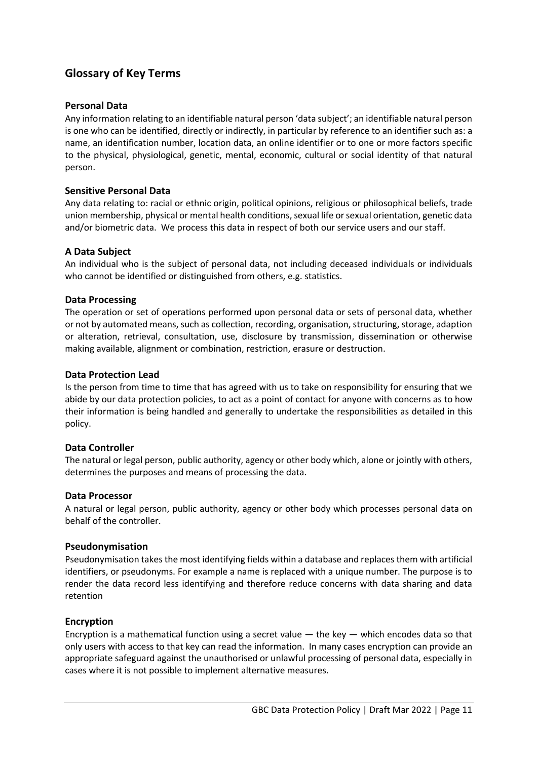## Glossary of Key Terms

### Personal Data

Any information relating to an identifiable natural person 'data subject'; an identifiable natural person is one who can be identified, directly or indirectly, in particular by reference to an identifier such as: a name, an identification number, location data, an online identifier or to one or more factors specific to the physical, physiological, genetic, mental, economic, cultural or social identity of that natural person.

### Sensitive Personal Data

Any data relating to: racial or ethnic origin, political opinions, religious or philosophical beliefs, trade union membership, physical or mental health conditions, sexual life or sexual orientation, genetic data and/or biometric data. We process this data in respect of both our service users and our staff.

### A Data Subject

An individual who is the subject of personal data, not including deceased individuals or individuals who cannot be identified or distinguished from others, e.g. statistics.

### Data Processing

The operation or set of operations performed upon personal data or sets of personal data, whether or not by automated means, such as collection, recording, organisation, structuring, storage, adaption or alteration, retrieval, consultation, use, disclosure by transmission, dissemination or otherwise making available, alignment or combination, restriction, erasure or destruction.

### Data Protection Lead

Is the person from time to time that has agreed with us to take on responsibility for ensuring that we abide by our data protection policies, to act as a point of contact for anyone with concerns as to how their information is being handled and generally to undertake the responsibilities as detailed in this policy.

### Data Controller

The natural or legal person, public authority, agency or other body which, alone or jointly with others, determines the purposes and means of processing the data.

### Data Processor

A natural or legal person, public authority, agency or other body which processes personal data on behalf of the controller.

### Pseudonymisation

Pseudonymisation takes the most identifying fields within a database and replaces them with artificial identifiers, or pseudonyms. For example a name is replaced with a unique number. The purpose is to render the data record less identifying and therefore reduce concerns with data sharing and data retention

### Encryption

Encryption is a mathematical function using a secret value — the key — which encodes data so that only users with access to that key can read the information. In many cases encryption can provide an appropriate safeguard against the unauthorised or unlawful processing of personal data, especially in cases where it is not possible to implement alternative measures.